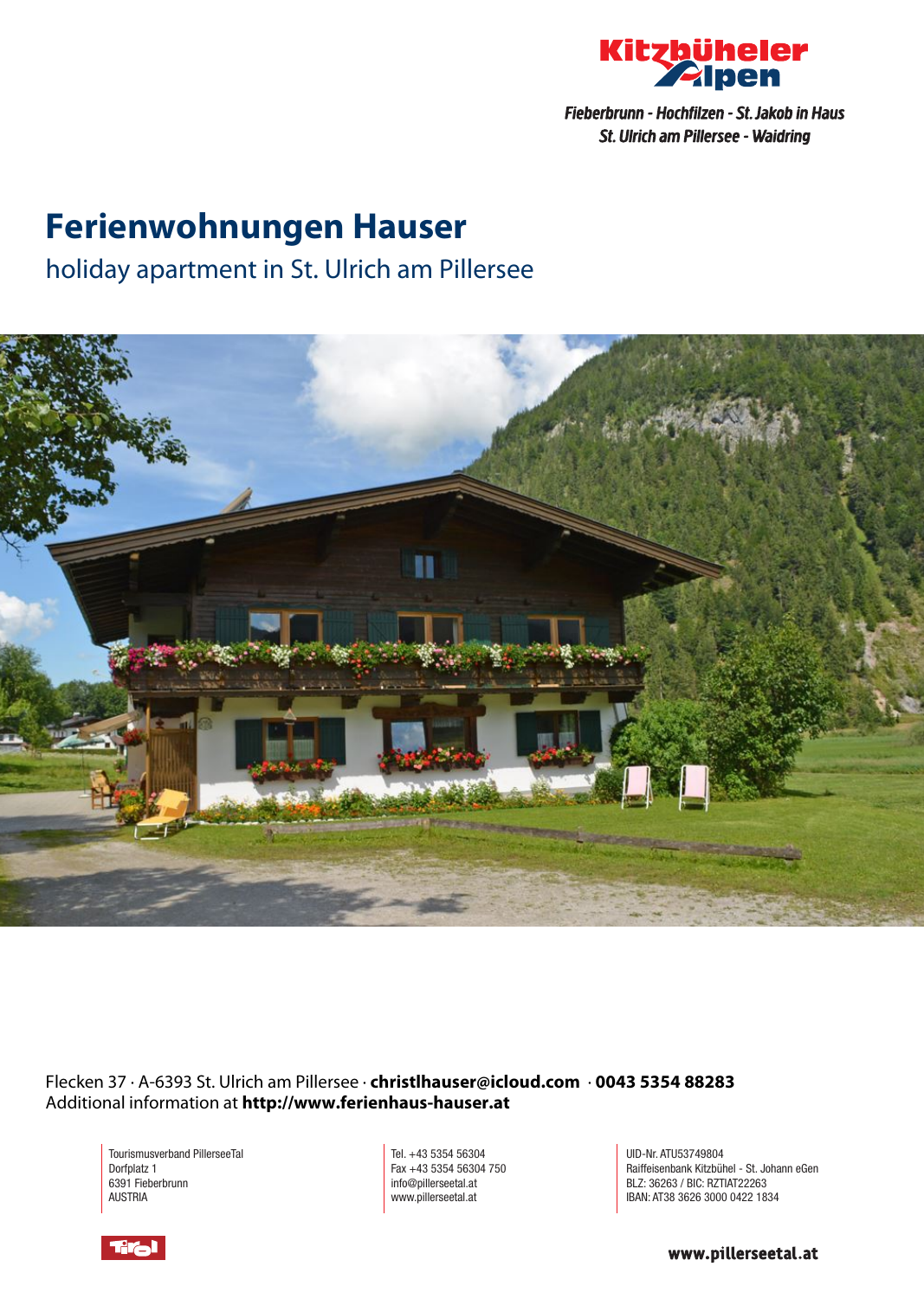Fieberbrunn - Hochfilzen - St. Jakob in Haus
St. Ulrich am Pillersee - Waidring

# Ferienwohnungen Hauser

## holiday apartment in St. Ulrich am Pillersee

Flecken 37 · A-6393 St. Ulrich am Pillersee · **christlhauser@icloud.com** · **0043 5354 88283**
Additional information at **http://www.ferienhaus-hauser.at**

Tourismusverband PillerseeTal
Dorfplatz 1
6391 Fieberbrunn
AUSTRIA

Tel. +43 5354 56304
Fax +43 5354 56304 750
info@pillerseetal.at
www.pillerseetal.at

UID-Nr. ATU53749804
Raiffeisenbank Kitzbühel - St. Johann eGen
BLZ: 36263 / BIC: RZTIAT22263
IBAN: AT38 3626 3000 0422 1834

**www.pillerseetal.at**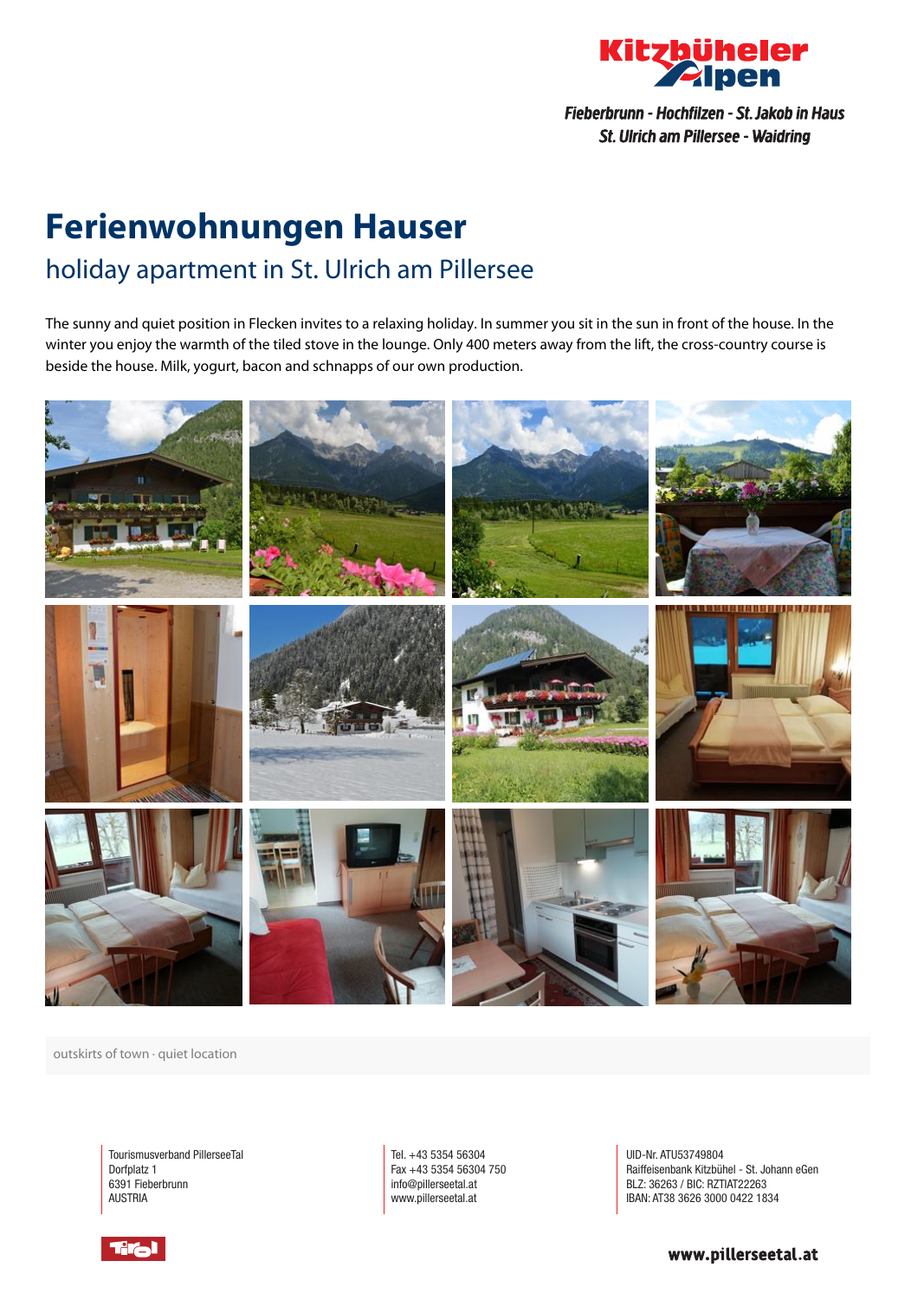Kitzbüheler Alpen

*Fieberbrunn - Hochfilzen - St. Jakob in Haus*
*St. Ulrich am Pillersee - Waidring*

# Ferienwohnungen Hauser

## holiday apartment in St. Ulrich am Pillersee

The sunny and quiet position in Flecken invites to a relaxing holiday. In summer you sit in the sun in front of the house. In the winter you enjoy the warmth of the tiled stove in the lounge. Only 400 meters away from the lift, the cross-country course is beside the house. Milk, yogurt, bacon and schnapps of our own production.

outskirts of town · quiet location

Tourismusverband PillerseeTal
Dorfplatz 1
6391 Fieberbrunn
AUSTRIA

Tel. +43 5354 56304
Fax +43 5354 56304 750
info@pillerseetal.at
www.pillerseetal.at

UID-Nr. ATU53749804
Raiffeisenbank Kitzbühel - St. Johann eGen
BLZ: 36263 / BIC: RZTIAT22263
IBAN: AT38 3626 3000 0422 1834

Tirol

www.pillerseetal.at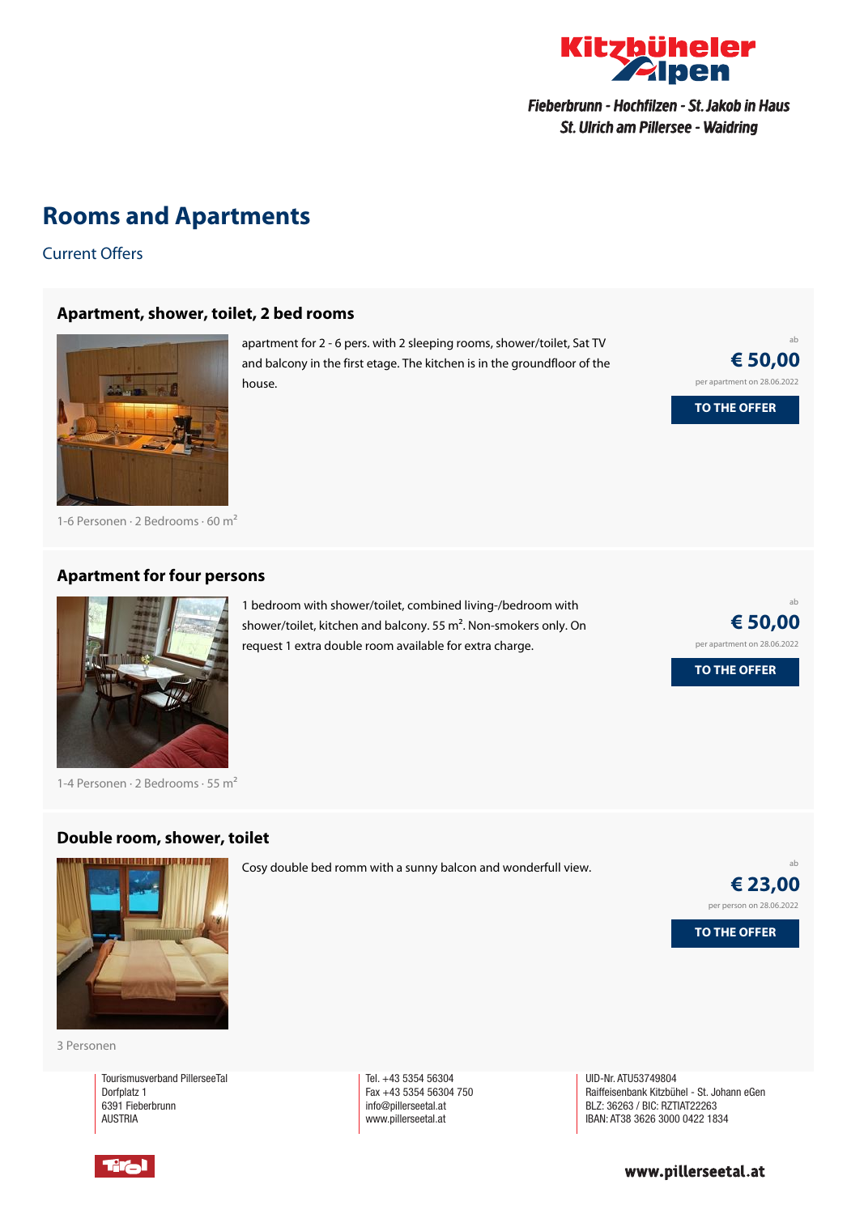Kitzbüheler Alpen

*Fieberbrunn - Hochfilzen - St. Jakob in Haus*
*St. Ulrich am Pillersee - Waidring*

# Rooms and Apartments

Current Offers

### Apartment, shower, toilet, 2 bed rooms

apartment for 2 - 6 pers. with 2 sleeping rooms, shower/toilet, Sat TV and balcony in the first etage. The kitchen is in the groundfloor of the house.

ab
**€ 50,00**
per apartment on 28.06.2022

**TO THE OFFER**

1-6 Personen · 2 Bedrooms · 60 m²

### Apartment for four persons

1 bedroom with shower/toilet, combined living-/bedroom with shower/toilet, kitchen and balcony. 55 m². Non-smokers only. On request 1 extra double room available for extra charge.

ab
**€ 50,00**
per apartment on 28.06.2022

**TO THE OFFER**

1-4 Personen · 2 Bedrooms · 55 m²

### Double room, shower, toilet

Cosy double bed romm with a sunny balcon and wonderfull view.

ab
**€ 23,00**
per person on 28.06.2022

**TO THE OFFER**

3 Personen

Tourismusverband PillerseeTal
Dorfplatz 1
6391 Fieberbrunn
AUSTRIA

Tel. +43 5354 56304
Fax +43 5354 56304 750
info@pillerseetal.at
www.pillerseetal.at

UID-Nr. ATU53749804
Raiffeisenbank Kitzbühel - St. Johann eGen
BLZ: 36263 / BIC: RZTIAT22263
IBAN: AT38 3626 3000 0422 1834

Tirol

www.pillerseetal.at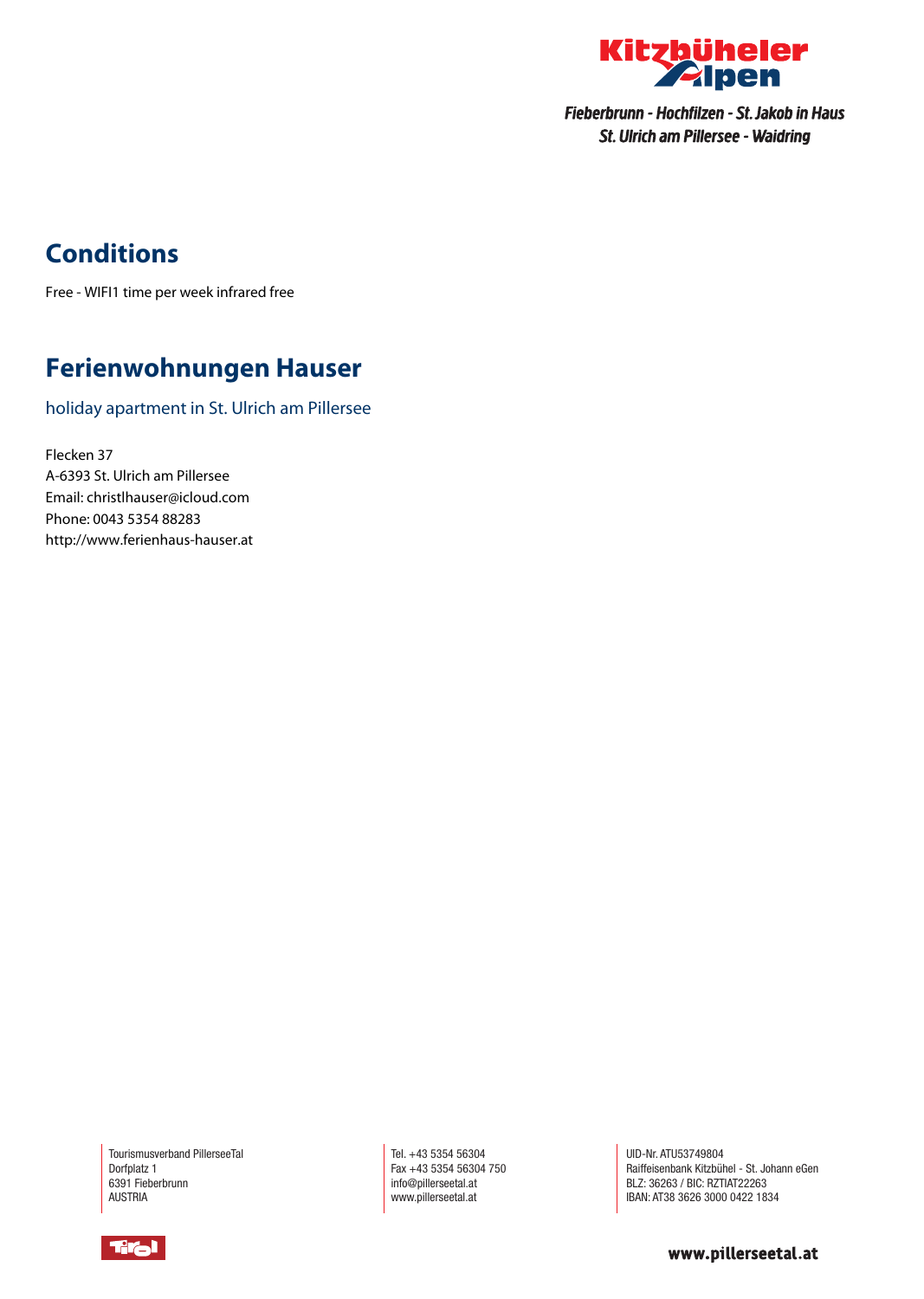## Conditions

Free - WIFI1 time per week infrared free

## Ferienwohnungen Hauser

holiday apartment in St. Ulrich am Pillersee

Flecken 37
A-6393 St. Ulrich am Pillersee
Email: christlhauser@icloud.com
Phone: 0043 5354 88283
http://www.ferienhaus-hauser.at